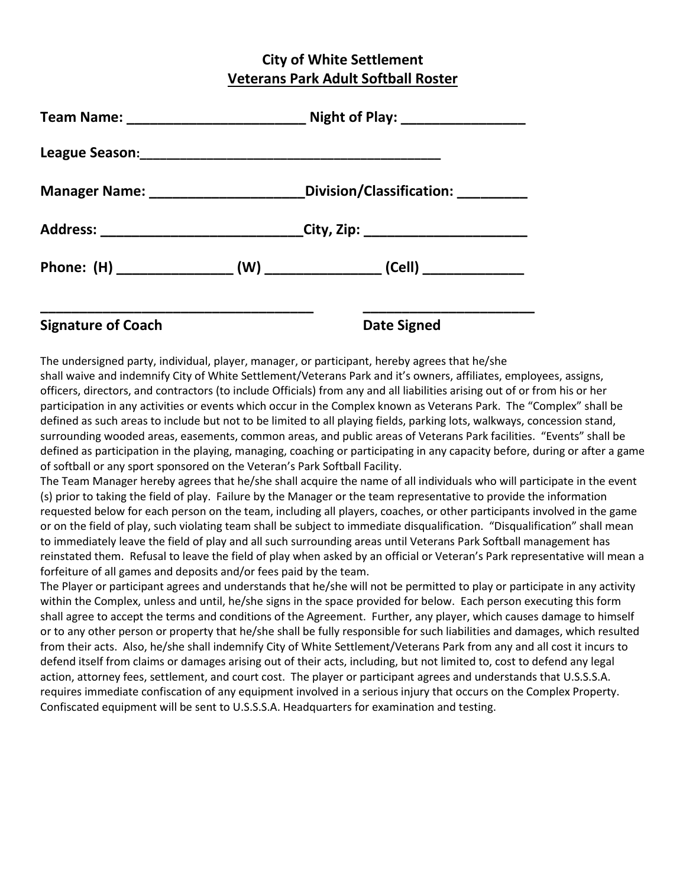# City of White Settlement
## Veterans Park Adult Softball Roster

**Team Name: ______________________ Night of Play: _______________**

**League Season:_______________________________________**

**Manager Name: ___________________Division/Classification: _________**

**Address: _________________________City, Zip: ____________________**

**Phone: (H) ______________ (W) ______________ (Cell) ____________**

**___________________________________ _____________________**

**Signature of Coach Date Signed**

The undersigned party, individual, player, manager, or participant, hereby agrees that he/she shall waive and indemnify City of White Settlement/Veterans Park and it's owners, affiliates, employees, assigns, officers, directors, and contractors (to include Officials) from any and all liabilities arising out of or from his or her participation in any activities or events which occur in the Complex known as Veterans Park. The "Complex" shall be defined as such areas to include but not to be limited to all playing fields, parking lots, walkways, concession stand, surrounding wooded areas, easements, common areas, and public areas of Veterans Park facilities. "Events" shall be defined as participation in the playing, managing, coaching or participating in any capacity before, during or after a game of softball or any sport sponsored on the Veteran's Park Softball Facility.

The Team Manager hereby agrees that he/she shall acquire the name of all individuals who will participate in the event (s) prior to taking the field of play. Failure by the Manager or the team representative to provide the information requested below for each person on the team, including all players, coaches, or other participants involved in the game or on the field of play, such violating team shall be subject to immediate disqualification. "Disqualification" shall mean to immediately leave the field of play and all such surrounding areas until Veterans Park Softball management has reinstated them. Refusal to leave the field of play when asked by an official or Veteran's Park representative will mean a forfeiture of all games and deposits and/or fees paid by the team.

The Player or participant agrees and understands that he/she will not be permitted to play or participate in any activity within the Complex, unless and until, he/she signs in the space provided for below. Each person executing this form shall agree to accept the terms and conditions of the Agreement. Further, any player, which causes damage to himself or to any other person or property that he/she shall be fully responsible for such liabilities and damages, which resulted from their acts. Also, he/she shall indemnify City of White Settlement/Veterans Park from any and all cost it incurs to defend itself from claims or damages arising out of their acts, including, but not limited to, cost to defend any legal action, attorney fees, settlement, and court cost. The player or participant agrees and understands that U.S.S.S.A. requires immediate confiscation of any equipment involved in a serious injury that occurs on the Complex Property. Confiscated equipment will be sent to U.S.S.S.A. Headquarters for examination and testing.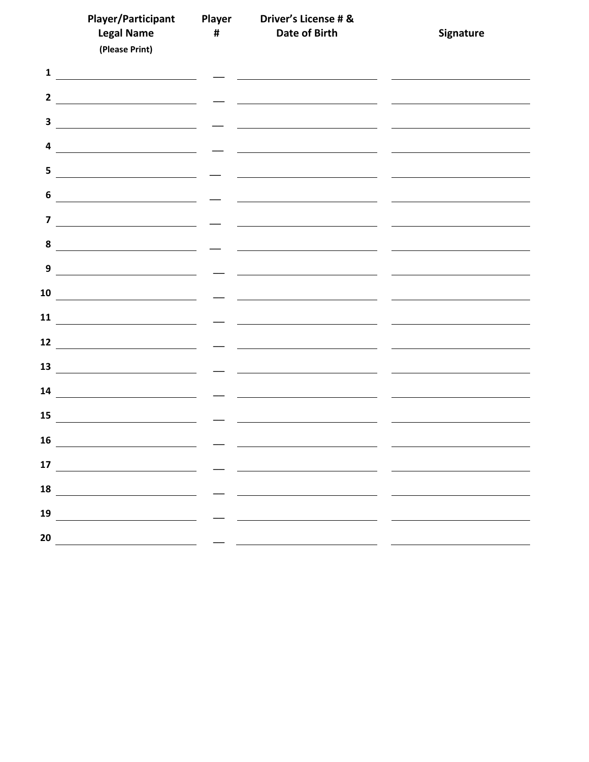| | Player/Participant Legal Name (Please Print) | Player # | Driver's License # & Date of Birth | Signature |
|---|---|---|---|---|
| 1 | | | | |
| 2 | | | | |
| 3 | | | | |
| 4 | | | | |
| 5 | | | | |
| 6 | | | | |
| 7 | | | | |
| 8 | | | | |
| 9 | | | | |
| 10 | | | | |
| 11 | | | | |
| 12 | | | | |
| 13 | | | | |
| 14 | | | | |
| 15 | | | | |
| 16 | | | | |
| 17 | | | | |
| 18 | | | | |
| 19 | | | | |
| 20 | | | | |